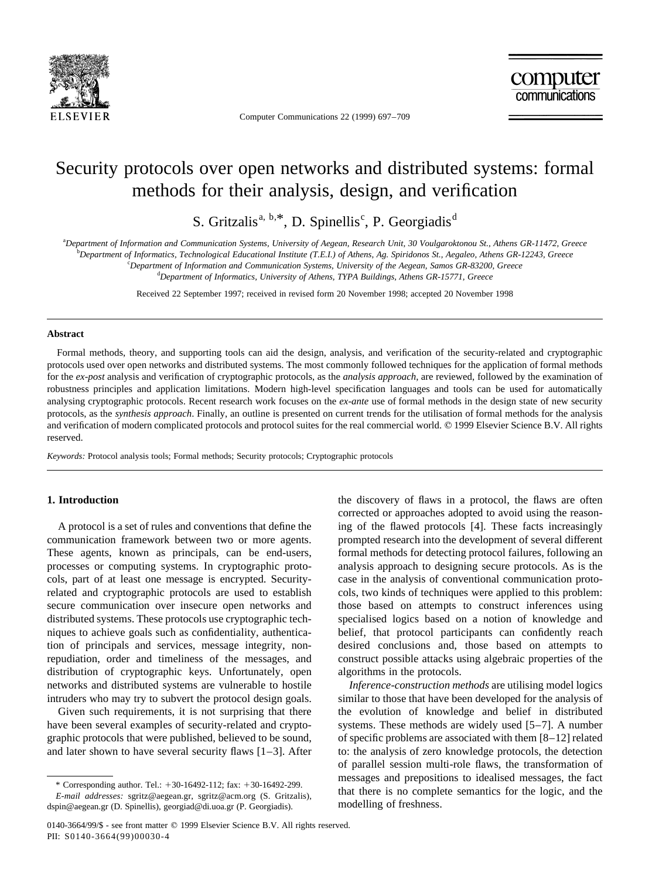# Security protocols over open networks and distributed systems: formal methods for their analysis, design, and verification

S. Gritzalis[a, b,*], D. Spinellis[c], P. Georgiadis[d]

[a]Department of Information and Communication Systems, University of Aegean, Research Unit, 30 Voulgaroktonou St., Athens GR-11472, Greece
[b]Department of Informatics, Technological Educational Institute (T.E.I.) of Athens, Ag. Spiridonos St., Aegaleo, Athens GR-12243, Greece
[c]Department of Information and Communication Systems, University of the Aegean, Samos GR-83200, Greece
[d]Department of Informatics, University of Athens, TYPA Buildings, Athens GR-15771, Greece

Received 22 September 1997; received in revised form 20 November 1998; accepted 20 November 1998

## Abstract

Formal methods, theory, and supporting tools can aid the design, analysis, and verification of the security-related and cryptographic protocols used over open networks and distributed systems. The most commonly followed techniques for the application of formal methods for the *ex-post* analysis and verification of cryptographic protocols, as the *analysis approach*, are reviewed, followed by the examination of robustness principles and application limitations. Modern high-level specification languages and tools can be used for automatically analysing cryptographic protocols. Recent research work focuses on the *ex-ante* use of formal methods in the design state of new security protocols, as the *synthesis approach*. Finally, an outline is presented on current trends for the utilisation of formal methods for the analysis and verification of modern complicated protocols and protocol suites for the real commercial world. © 1999 Elsevier Science B.V. All rights reserved.

*Keywords:* Protocol analysis tools; Formal methods; Security protocols; Cryptographic protocols

## 1. Introduction

A protocol is a set of rules and conventions that define the communication framework between two or more agents. These agents, known as principals, can be end-users, processes or computing systems. In cryptographic protocols, part of at least one message is encrypted. Security-related and cryptographic protocols are used to establish secure communication over insecure open networks and distributed systems. These protocols use cryptographic techniques to achieve goals such as confidentiality, authentication of principals and services, message integrity, non-repudiation, order and timeliness of the messages, and distribution of cryptographic keys. Unfortunately, open networks and distributed systems are vulnerable to hostile intruders who may try to subvert the protocol design goals.

Given such requirements, it is not surprising that there have been several examples of security-related and cryptographic protocols that were published, believed to be sound, and later shown to have several security flaws [1–3]. After the discovery of flaws in a protocol, the flaws are often corrected or approaches adopted to avoid using the reasoning of the flawed protocols [4]. These facts increasingly prompted research into the development of several different formal methods for detecting protocol failures, following an analysis approach to designing secure protocols. As is the case in the analysis of conventional communication protocols, two kinds of techniques were applied to this problem: those based on attempts to construct inferences using specialised logics based on a notion of knowledge and belief, that protocol participants can confidently reach desired conclusions and, those based on attempts to construct possible attacks using algebraic properties of the algorithms in the protocols.

*Inference-construction methods* are utilising model logics similar to those that have been developed for the analysis of the evolution of knowledge and belief in distributed systems. These methods are widely used [5–7]. A number of specific problems are associated with them [8–12] related to: the analysis of zero knowledge protocols, the detection of parallel session multi-role flaws, the transformation of messages and prepositions to idealised messages, the fact that there is no complete semantics for the logic, and the modelling of freshness.

\* Corresponding author. Tel.: +30-16492-112; fax: +30-16492-299.
*E-mail addresses:* sgritz@aegean.gr, sgritz@acm.org (S. Gritzalis), dspin@aegean.gr (D. Spinellis), georgiad@di.uoa.gr (P. Georgiadis).

0140-3664/99/$ - see front matter © 1999 Elsevier Science B.V. All rights reserved.
PII: S0140-3664(99)00030-4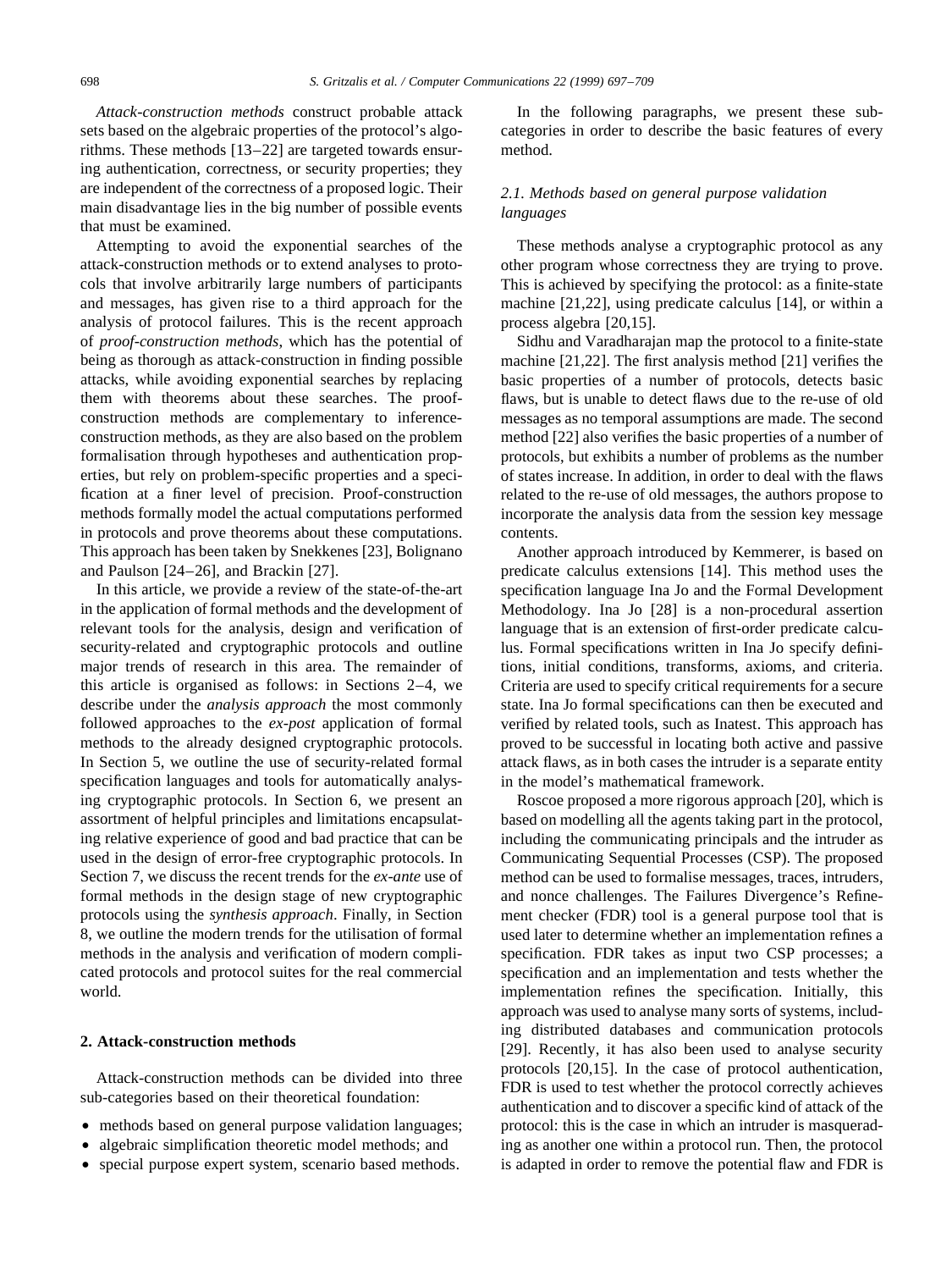*Attack-construction methods* construct probable attack sets based on the algebraic properties of the protocol's algorithms. These methods [13–22] are targeted towards ensuring authentication, correctness, or security properties; they are independent of the correctness of a proposed logic. Their main disadvantage lies in the big number of possible events that must be examined.

Attempting to avoid the exponential searches of the attack-construction methods or to extend analyses to protocols that involve arbitrarily large numbers of participants and messages, has given rise to a third approach for the analysis of protocol failures. This is the recent approach of *proof-construction methods*, which has the potential of being as thorough as attack-construction in finding possible attacks, while avoiding exponential searches by replacing them with theorems about these searches. The proof-construction methods are complementary to inference-construction methods, as they are also based on the problem formalisation through hypotheses and authentication properties, but rely on problem-specific properties and a specification at a finer level of precision. Proof-construction methods formally model the actual computations performed in protocols and prove theorems about these computations. This approach has been taken by Snekkenes [23], Bolignano and Paulson [24–26], and Brackin [27].

In this article, we provide a review of the state-of-the-art in the application of formal methods and the development of relevant tools for the analysis, design and verification of security-related and cryptographic protocols and outline major trends of research in this area. The remainder of this article is organised as follows: in Sections 2–4, we describe under the *analysis approach* the most commonly followed approaches to the *ex-post* application of formal methods to the already designed cryptographic protocols. In Section 5, we outline the use of security-related formal specification languages and tools for automatically analysing cryptographic protocols. In Section 6, we present an assortment of helpful principles and limitations encapsulating relative experience of good and bad practice that can be used in the design of error-free cryptographic protocols. In Section 7, we discuss the recent trends for the *ex-ante* use of formal methods in the design stage of new cryptographic protocols using the *synthesis approach*. Finally, in Section 8, we outline the modern trends for the utilisation of formal methods in the analysis and verification of modern complicated protocols and protocol suites for the real commercial world.

## 2. Attack-construction methods

Attack-construction methods can be divided into three sub-categories based on their theoretical foundation:

- methods based on general purpose validation languages;
- algebraic simplification theoretic model methods; and
- special purpose expert system, scenario based methods.

In the following paragraphs, we present these sub-categories in order to describe the basic features of every method.

### 2.1. Methods based on general purpose validation languages

These methods analyse a cryptographic protocol as any other program whose correctness they are trying to prove. This is achieved by specifying the protocol: as a finite-state machine [21,22], using predicate calculus [14], or within a process algebra [20,15].

Sidhu and Varadharajan map the protocol to a finite-state machine [21,22]. The first analysis method [21] verifies the basic properties of a number of protocols, detects basic flaws, but is unable to detect flaws due to the re-use of old messages as no temporal assumptions are made. The second method [22] also verifies the basic properties of a number of protocols, but exhibits a number of problems as the number of states increase. In addition, in order to deal with the flaws related to the re-use of old messages, the authors propose to incorporate the analysis data from the session key message contents.

Another approach introduced by Kemmerer, is based on predicate calculus extensions [14]. This method uses the specification language Ina Jo and the Formal Development Methodology. Ina Jo [28] is a non-procedural assertion language that is an extension of first-order predicate calculus. Formal specifications written in Ina Jo specify definitions, initial conditions, transforms, axioms, and criteria. Criteria are used to specify critical requirements for a secure state. Ina Jo formal specifications can then be executed and verified by related tools, such as Inatest. This approach has proved to be successful in locating both active and passive attack flaws, as in both cases the intruder is a separate entity in the model's mathematical framework.

Roscoe proposed a more rigorous approach [20], which is based on modelling all the agents taking part in the protocol, including the communicating principals and the intruder as Communicating Sequential Processes (CSP). The proposed method can be used to formalise messages, traces, intruders, and nonce challenges. The Failures Divergence's Refinement checker (FDR) tool is a general purpose tool that is used later to determine whether an implementation refines a specification. FDR takes as input two CSP processes; a specification and an implementation and tests whether the implementation refines the specification. Initially, this approach was used to analyse many sorts of systems, including distributed databases and communication protocols [29]. Recently, it has also been used to analyse security protocols [20,15]. In the case of protocol authentication, FDR is used to test whether the protocol correctly achieves authentication and to discover a specific kind of attack of the protocol: this is the case in which an intruder is masquerading as another one within a protocol run. Then, the protocol is adapted in order to remove the potential flaw and FDR is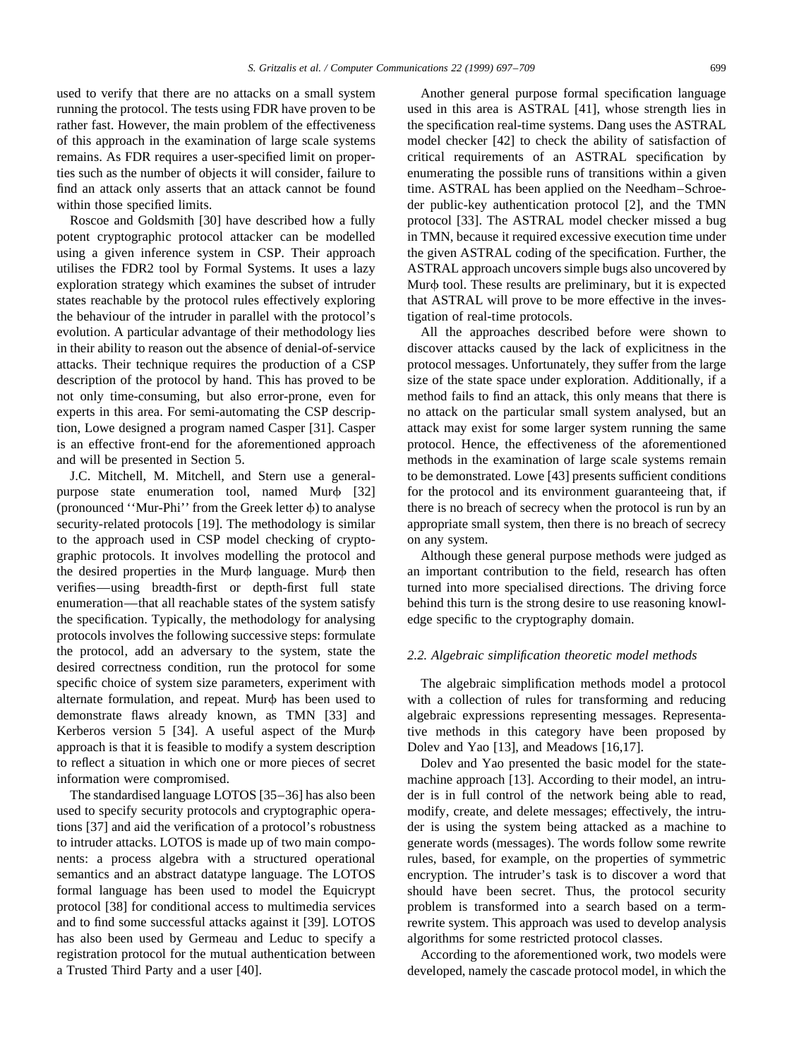used to verify that there are no attacks on a small system running the protocol. The tests using FDR have proven to be rather fast. However, the main problem of the effectiveness of this approach in the examination of large scale systems remains. As FDR requires a user-specified limit on properties such as the number of objects it will consider, failure to find an attack only asserts that an attack cannot be found within those specified limits.

Roscoe and Goldsmith [30] have described how a fully potent cryptographic protocol attacker can be modelled using a given inference system in CSP. Their approach utilises the FDR2 tool by Formal Systems. It uses a lazy exploration strategy which examines the subset of intruder states reachable by the protocol rules effectively exploring the behaviour of the intruder in parallel with the protocol's evolution. A particular advantage of their methodology lies in their ability to reason out the absence of denial-of-service attacks. Their technique requires the production of a CSP description of the protocol by hand. This has proved to be not only time-consuming, but also error-prone, even for experts in this area. For semi-automating the CSP description, Lowe designed a program named Casper [31]. Casper is an effective front-end for the aforementioned approach and will be presented in Section 5.

J.C. Mitchell, M. Mitchell, and Stern use a general-purpose state enumeration tool, named Murϕ [32] (pronounced ''Mur-Phi'' from the Greek letter ϕ) to analyse security-related protocols [19]. The methodology is similar to the approach used in CSP model checking of cryptographic protocols. It involves modelling the protocol and the desired properties in the Murϕ language. Murϕ then verifies—using breadth-first or depth-first full state enumeration—that all reachable states of the system satisfy the specification. Typically, the methodology for analysing protocols involves the following successive steps: formulate the protocol, add an adversary to the system, state the desired correctness condition, run the protocol for some specific choice of system size parameters, experiment with alternate formulation, and repeat. Murϕ has been used to demonstrate flaws already known, as TMN [33] and Kerberos version 5 [34]. A useful aspect of the Murϕ approach is that it is feasible to modify a system description to reflect a situation in which one or more pieces of secret information were compromised.

The standardised language LOTOS [35–36] has also been used to specify security protocols and cryptographic operations [37] and aid the verification of a protocol's robustness to intruder attacks. LOTOS is made up of two main components: a process algebra with a structured operational semantics and an abstract datatype language. The LOTOS formal language has been used to model the Equicrypt protocol [38] for conditional access to multimedia services and to find some successful attacks against it [39]. LOTOS has also been used by Germeau and Leduc to specify a registration protocol for the mutual authentication between a Trusted Third Party and a user [40].

Another general purpose formal specification language used in this area is ASTRAL [41], whose strength lies in the specification real-time systems. Dang uses the ASTRAL model checker [42] to check the ability of satisfaction of critical requirements of an ASTRAL specification by enumerating the possible runs of transitions within a given time. ASTRAL has been applied on the Needham–Schroeder public-key authentication protocol [2], and the TMN protocol [33]. The ASTRAL model checker missed a bug in TMN, because it required excessive execution time under the given ASTRAL coding of the specification. Further, the ASTRAL approach uncovers simple bugs also uncovered by Murϕ tool. These results are preliminary, but it is expected that ASTRAL will prove to be more effective in the investigation of real-time protocols.

All the approaches described before were shown to discover attacks caused by the lack of explicitness in the protocol messages. Unfortunately, they suffer from the large size of the state space under exploration. Additionally, if a method fails to find an attack, this only means that there is no attack on the particular small system analysed, but an attack may exist for some larger system running the same protocol. Hence, the effectiveness of the aforementioned methods in the examination of large scale systems remain to be demonstrated. Lowe [43] presents sufficient conditions for the protocol and its environment guaranteeing that, if there is no breach of secrecy when the protocol is run by an appropriate small system, then there is no breach of secrecy on any system.

Although these general purpose methods were judged as an important contribution to the field, research has often turned into more specialised directions. The driving force behind this turn is the strong desire to use reasoning knowledge specific to the cryptography domain.

### 2.2. Algebraic simplification theoretic model methods

The algebraic simplification methods model a protocol with a collection of rules for transforming and reducing algebraic expressions representing messages. Representative methods in this category have been proposed by Dolev and Yao [13], and Meadows [16,17].

Dolev and Yao presented the basic model for the state-machine approach [13]. According to their model, an intruder is in full control of the network being able to read, modify, create, and delete messages; effectively, the intruder is using the system being attacked as a machine to generate words (messages). The words follow some rewrite rules, based, for example, on the properties of symmetric encryption. The intruder's task is to discover a word that should have been secret. Thus, the protocol security problem is transformed into a search based on a term-rewrite system. This approach was used to develop analysis algorithms for some restricted protocol classes.

According to the aforementioned work, two models were developed, namely the cascade protocol model, in which the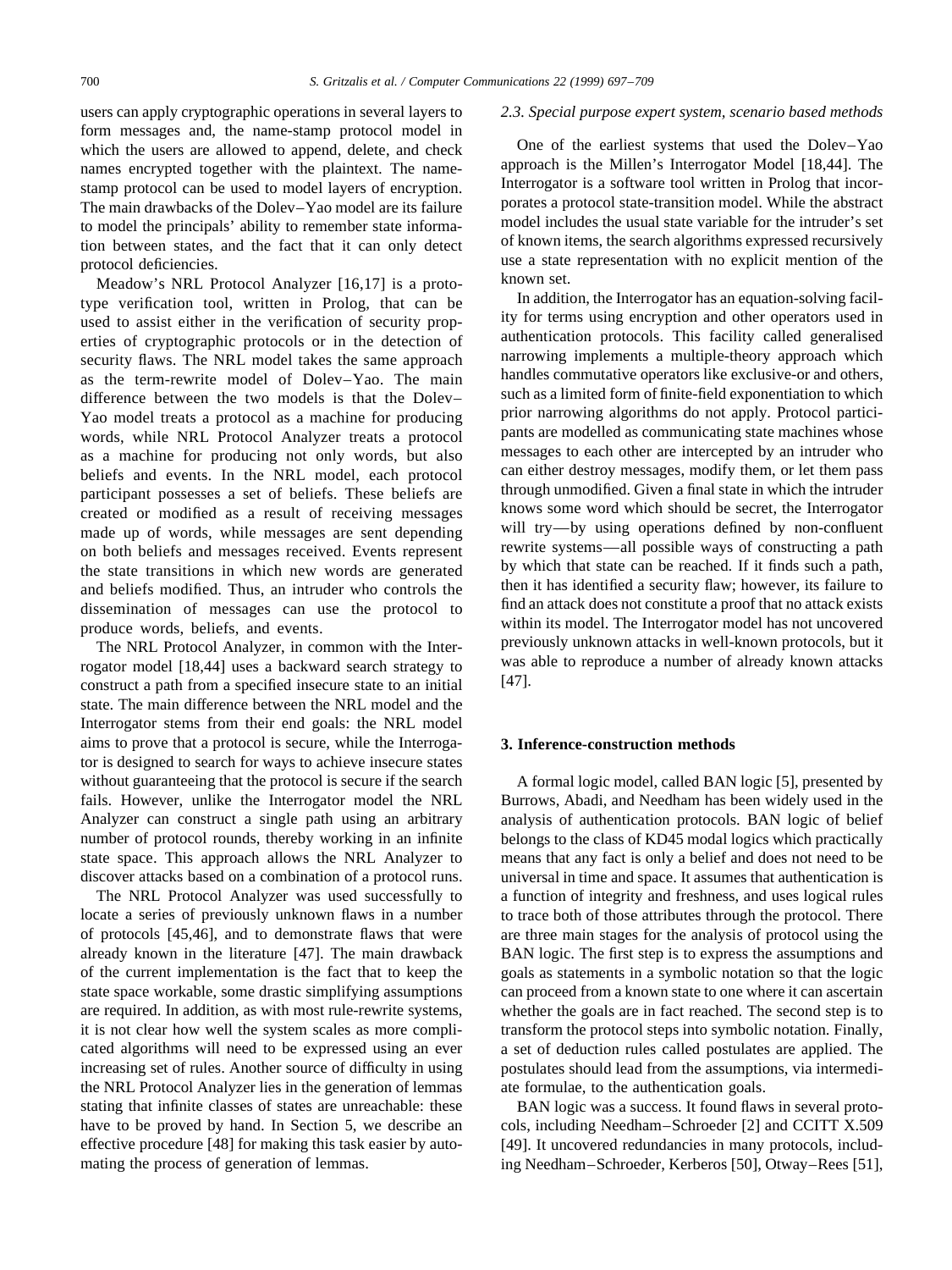users can apply cryptographic operations in several layers to form messages and, the name-stamp protocol model in which the users are allowed to append, delete, and check names encrypted together with the plaintext. The name-stamp protocol can be used to model layers of encryption. The main drawbacks of the Dolev–Yao model are its failure to model the principals' ability to remember state information between states, and the fact that it can only detect protocol deficiencies.

Meadow's NRL Protocol Analyzer [16,17] is a prototype verification tool, written in Prolog, that can be used to assist either in the verification of security properties of cryptographic protocols or in the detection of security flaws. The NRL model takes the same approach as the term-rewrite model of Dolev–Yao. The main difference between the two models is that the Dolev–Yao model treats a protocol as a machine for producing words, while NRL Protocol Analyzer treats a protocol as a machine for producing not only words, but also beliefs and events. In the NRL model, each protocol participant possesses a set of beliefs. These beliefs are created or modified as a result of receiving messages made up of words, while messages are sent depending on both beliefs and messages received. Events represent the state transitions in which new words are generated and beliefs modified. Thus, an intruder who controls the dissemination of messages can use the protocol to produce words, beliefs, and events.

The NRL Protocol Analyzer, in common with the Interrogator model [18,44] uses a backward search strategy to construct a path from a specified insecure state to an initial state. The main difference between the NRL model and the Interrogator stems from their end goals: the NRL model aims to prove that a protocol is secure, while the Interrogator is designed to search for ways to achieve insecure states without guaranteeing that the protocol is secure if the search fails. However, unlike the Interrogator model the NRL Analyzer can construct a single path using an arbitrary number of protocol rounds, thereby working in an infinite state space. This approach allows the NRL Analyzer to discover attacks based on a combination of a protocol runs.

The NRL Protocol Analyzer was used successfully to locate a series of previously unknown flaws in a number of protocols [45,46], and to demonstrate flaws that were already known in the literature [47]. The main drawback of the current implementation is the fact that to keep the state space workable, some drastic simplifying assumptions are required. In addition, as with most rule-rewrite systems, it is not clear how well the system scales as more complicated algorithms will need to be expressed using an ever increasing set of rules. Another source of difficulty in using the NRL Protocol Analyzer lies in the generation of lemmas stating that infinite classes of states are unreachable: these have to be proved by hand. In Section 5, we describe an effective procedure [48] for making this task easier by automating the process of generation of lemmas.

### *2.3. Special purpose expert system, scenario based methods*

One of the earliest systems that used the Dolev–Yao approach is the Millen's Interrogator Model [18,44]. The Interrogator is a software tool written in Prolog that incorporates a protocol state-transition model. While the abstract model includes the usual state variable for the intruder's set of known items, the search algorithms expressed recursively use a state representation with no explicit mention of the known set.

In addition, the Interrogator has an equation-solving facility for terms using encryption and other operators used in authentication protocols. This facility called generalised narrowing implements a multiple-theory approach which handles commutative operators like exclusive-or and others, such as a limited form of finite-field exponentiation to which prior narrowing algorithms do not apply. Protocol participants are modelled as communicating state machines whose messages to each other are intercepted by an intruder who can either destroy messages, modify them, or let them pass through unmodified. Given a final state in which the intruder knows some word which should be secret, the Interrogator will try—by using operations defined by non-confluent rewrite systems—all possible ways of constructing a path by which that state can be reached. If it finds such a path, then it has identified a security flaw; however, its failure to find an attack does not constitute a proof that no attack exists within its model. The Interrogator model has not uncovered previously unknown attacks in well-known protocols, but it was able to reproduce a number of already known attacks [47].

## 3. Inference-construction methods

A formal logic model, called BAN logic [5], presented by Burrows, Abadi, and Needham has been widely used in the analysis of authentication protocols. BAN logic of belief belongs to the class of KD45 modal logics which practically means that any fact is only a belief and does not need to be universal in time and space. It assumes that authentication is a function of integrity and freshness, and uses logical rules to trace both of those attributes through the protocol. There are three main stages for the analysis of protocol using the BAN logic. The first step is to express the assumptions and goals as statements in a symbolic notation so that the logic can proceed from a known state to one where it can ascertain whether the goals are in fact reached. The second step is to transform the protocol steps into symbolic notation. Finally, a set of deduction rules called postulates are applied. The postulates should lead from the assumptions, via intermediate formulae, to the authentication goals.

BAN logic was a success. It found flaws in several protocols, including Needham–Schroeder [2] and CCITT X.509 [49]. It uncovered redundancies in many protocols, including Needham–Schroeder, Kerberos [50], Otway–Rees [51],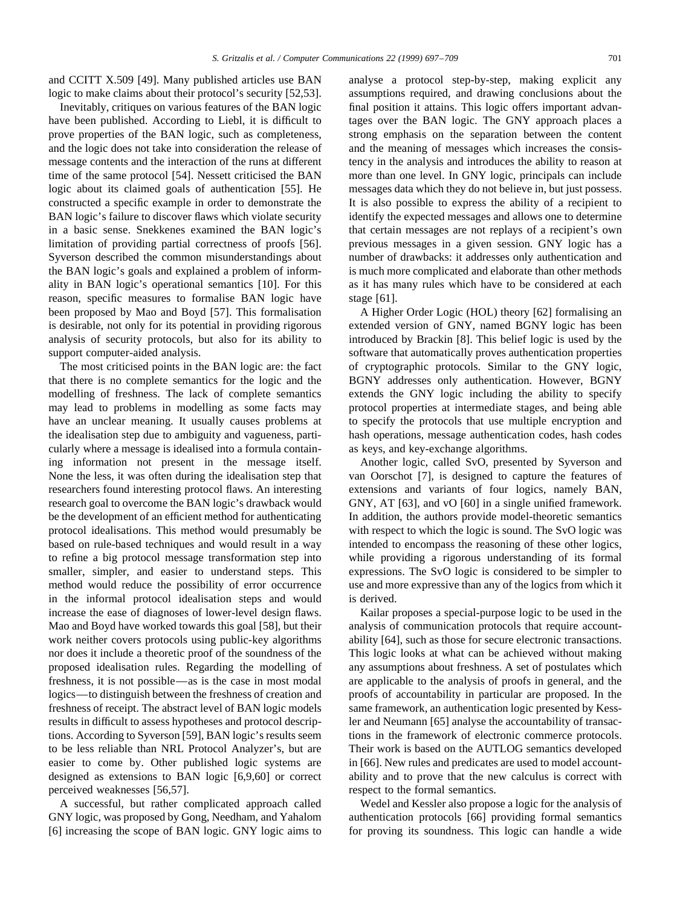and CCITT X.509 [49]. Many published articles use BAN logic to make claims about their protocol's security [52,53].

Inevitably, critiques on various features of the BAN logic have been published. According to Liebl, it is difficult to prove properties of the BAN logic, such as completeness, and the logic does not take into consideration the release of message contents and the interaction of the runs at different time of the same protocol [54]. Nessett criticised the BAN logic about its claimed goals of authentication [55]. He constructed a specific example in order to demonstrate the BAN logic's failure to discover flaws which violate security in a basic sense. Snekkenes examined the BAN logic's limitation of providing partial correctness of proofs [56]. Syverson described the common misunderstandings about the BAN logic's goals and explained a problem of informality in BAN logic's operational semantics [10]. For this reason, specific measures to formalise BAN logic have been proposed by Mao and Boyd [57]. This formalisation is desirable, not only for its potential in providing rigorous analysis of security protocols, but also for its ability to support computer-aided analysis.

The most criticised points in the BAN logic are: the fact that there is no complete semantics for the logic and the modelling of freshness. The lack of complete semantics may lead to problems in modelling as some facts may have an unclear meaning. It usually causes problems at the idealisation step due to ambiguity and vagueness, particularly where a message is idealised into a formula containing information not present in the message itself. None the less, it was often during the idealisation step that researchers found interesting protocol flaws. An interesting research goal to overcome the BAN logic's drawback would be the development of an efficient method for authenticating protocol idealisations. This method would presumably be based on rule-based techniques and would result in a way to refine a big protocol message transformation step into smaller, simpler, and easier to understand steps. This method would reduce the possibility of error occurrence in the informal protocol idealisation steps and would increase the ease of diagnoses of lower-level design flaws. Mao and Boyd have worked towards this goal [58], but their work neither covers protocols using public-key algorithms nor does it include a theoretic proof of the soundness of the proposed idealisation rules. Regarding the modelling of freshness, it is not possible—as is the case in most modal logics—to distinguish between the freshness of creation and freshness of receipt. The abstract level of BAN logic models results in difficult to assess hypotheses and protocol descriptions. According to Syverson [59], BAN logic's results seem to be less reliable than NRL Protocol Analyzer's, but are easier to come by. Other published logic systems are designed as extensions to BAN logic [6,9,60] or correct perceived weaknesses [56,57].

A successful, but rather complicated approach called GNY logic, was proposed by Gong, Needham, and Yahalom [6] increasing the scope of BAN logic. GNY logic aims to analyse a protocol step-by-step, making explicit any assumptions required, and drawing conclusions about the final position it attains. This logic offers important advantages over the BAN logic. The GNY approach places a strong emphasis on the separation between the content and the meaning of messages which increases the consistency in the analysis and introduces the ability to reason at more than one level. In GNY logic, principals can include messages data which they do not believe in, but just possess. It is also possible to express the ability of a recipient to identify the expected messages and allows one to determine that certain messages are not replays of a recipient's own previous messages in a given session. GNY logic has a number of drawbacks: it addresses only authentication and is much more complicated and elaborate than other methods as it has many rules which have to be considered at each stage [61].

A Higher Order Logic (HOL) theory [62] formalising an extended version of GNY, named BGNY logic has been introduced by Brackin [8]. This belief logic is used by the software that automatically proves authentication properties of cryptographic protocols. Similar to the GNY logic, BGNY addresses only authentication. However, BGNY extends the GNY logic including the ability to specify protocol properties at intermediate stages, and being able to specify the protocols that use multiple encryption and hash operations, message authentication codes, hash codes as keys, and key-exchange algorithms.

Another logic, called SvO, presented by Syverson and van Oorschot [7], is designed to capture the features of extensions and variants of four logics, namely BAN, GNY, AT [63], and vO [60] in a single unified framework. In addition, the authors provide model-theoretic semantics with respect to which the logic is sound. The SvO logic was intended to encompass the reasoning of these other logics, while providing a rigorous understanding of its formal expressions. The SvO logic is considered to be simpler to use and more expressive than any of the logics from which it is derived.

Kailar proposes a special-purpose logic to be used in the analysis of communication protocols that require accountability [64], such as those for secure electronic transactions. This logic looks at what can be achieved without making any assumptions about freshness. A set of postulates which are applicable to the analysis of proofs in general, and the proofs of accountability in particular are proposed. In the same framework, an authentication logic presented by Kessler and Neumann [65] analyse the accountability of transactions in the framework of electronic commerce protocols. Their work is based on the AUTLOG semantics developed in [66]. New rules and predicates are used to model accountability and to prove that the new calculus is correct with respect to the formal semantics.

Wedel and Kessler also propose a logic for the analysis of authentication protocols [66] providing formal semantics for proving its soundness. This logic can handle a wide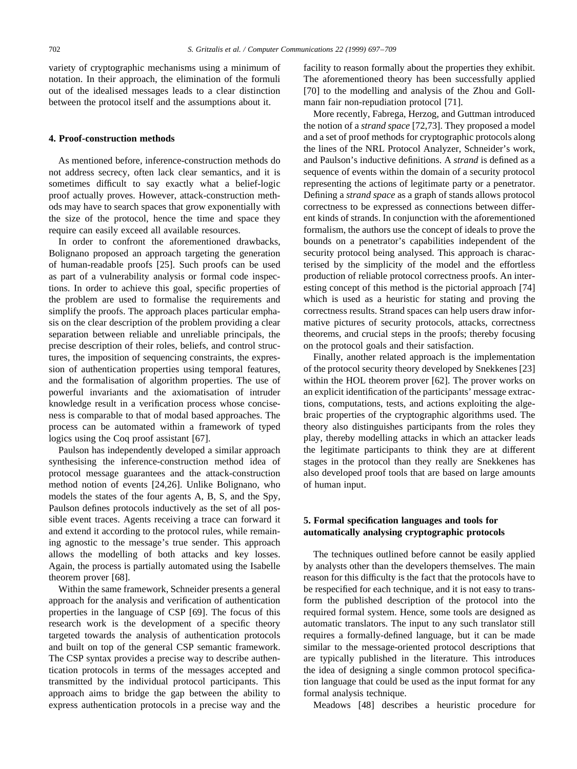variety of cryptographic mechanisms using a minimum of notation. In their approach, the elimination of the formuli out of the idealised messages leads to a clear distinction between the protocol itself and the assumptions about it.

## 4. Proof-construction methods

As mentioned before, inference-construction methods do not address secrecy, often lack clear semantics, and it is sometimes difficult to say exactly what a belief-logic proof actually proves. However, attack-construction methods may have to search spaces that grow exponentially with the size of the protocol, hence the time and space they require can easily exceed all available resources.

In order to confront the aforementioned drawbacks, Bolignano proposed an approach targeting the generation of human-readable proofs [25]. Such proofs can be used as part of a vulnerability analysis or formal code inspections. In order to achieve this goal, specific properties of the problem are used to formalise the requirements and simplify the proofs. The approach places particular emphasis on the clear description of the problem providing a clear separation between reliable and unreliable principals, the precise description of their roles, beliefs, and control structures, the imposition of sequencing constraints, the expression of authentication properties using temporal features, and the formalisation of algorithm properties. The use of powerful invariants and the axiomatisation of intruder knowledge result in a verification process whose conciseness is comparable to that of modal based approaches. The process can be automated within a framework of typed logics using the Coq proof assistant [67].

Paulson has independently developed a similar approach synthesising the inference-construction method idea of protocol message guarantees and the attack-construction method notion of events [24,26]. Unlike Bolignano, who models the states of the four agents A, B, S, and the Spy, Paulson defines protocols inductively as the set of all possible event traces. Agents receiving a trace can forward it and extend it according to the protocol rules, while remaining agnostic to the message's true sender. This approach allows the modelling of both attacks and key losses. Again, the process is partially automated using the Isabelle theorem prover [68].

Within the same framework, Schneider presents a general approach for the analysis and verification of authentication properties in the language of CSP [69]. The focus of this research work is the development of a specific theory targeted towards the analysis of authentication protocols and built on top of the general CSP semantic framework. The CSP syntax provides a precise way to describe authentication protocols in terms of the messages accepted and transmitted by the individual protocol participants. This approach aims to bridge the gap between the ability to express authentication protocols in a precise way and the facility to reason formally about the properties they exhibit. The aforementioned theory has been successfully applied [70] to the modelling and analysis of the Zhou and Gollmann fair non-repudiation protocol [71].

More recently, Fabrega, Herzog, and Guttman introduced the notion of a *strand space* [72,73]. They proposed a model and a set of proof methods for cryptographic protocols along the lines of the NRL Protocol Analyzer, Schneider's work, and Paulson's inductive definitions. A *strand* is defined as a sequence of events within the domain of a security protocol representing the actions of legitimate party or a penetrator. Defining a *strand space* as a graph of stands allows protocol correctness to be expressed as connections between different kinds of strands. In conjunction with the aforementioned formalism, the authors use the concept of ideals to prove the bounds on a penetrator's capabilities independent of the security protocol being analysed. This approach is characterised by the simplicity of the model and the effortless production of reliable protocol correctness proofs. An interesting concept of this method is the pictorial approach [74] which is used as a heuristic for stating and proving the correctness results. Strand spaces can help users draw informative pictures of security protocols, attacks, correctness theorems, and crucial steps in the proofs; thereby focusing on the protocol goals and their satisfaction.

Finally, another related approach is the implementation of the protocol security theory developed by Snekkenes [23] within the HOL theorem prover [62]. The prover works on an explicit identification of the participants' message extractions, computations, tests, and actions exploiting the algebraic properties of the cryptographic algorithms used. The theory also distinguishes participants from the roles they play, thereby modelling attacks in which an attacker leads the legitimate participants to think they are at different stages in the protocol than they really are Snekkenes has also developed proof tools that are based on large amounts of human input.

## 5. Formal specification languages and tools for automatically analysing cryptographic protocols

The techniques outlined before cannot be easily applied by analysts other than the developers themselves. The main reason for this difficulty is the fact that the protocols have to be respecified for each technique, and it is not easy to transform the published description of the protocol into the required formal system. Hence, some tools are designed as automatic translators. The input to any such translator still requires a formally-defined language, but it can be made similar to the message-oriented protocol descriptions that are typically published in the literature. This introduces the idea of designing a single common protocol specification language that could be used as the input format for any formal analysis technique.

Meadows [48] describes a heuristic procedure for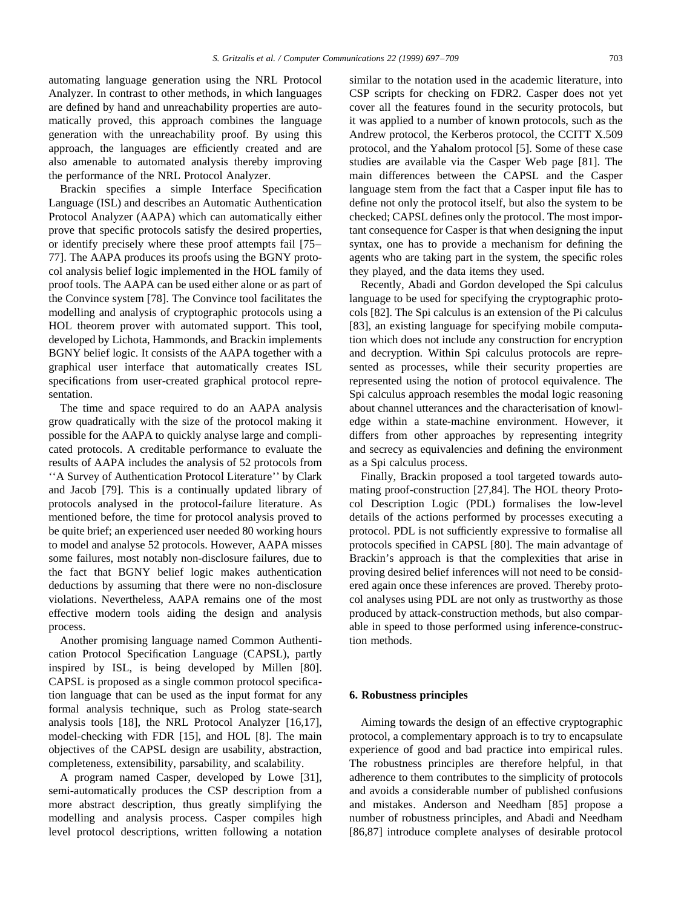automating language generation using the NRL Protocol Analyzer. In contrast to other methods, in which languages are defined by hand and unreachability properties are automatically proved, this approach combines the language generation with the unreachability proof. By using this approach, the languages are efficiently created and are also amenable to automated analysis thereby improving the performance of the NRL Protocol Analyzer.

Brackin specifies a simple Interface Specification Language (ISL) and describes an Automatic Authentication Protocol Analyzer (AAPA) which can automatically either prove that specific protocols satisfy the desired properties, or identify precisely where these proof attempts fail [75–77]. The AAPA produces its proofs using the BGNY protocol analysis belief logic implemented in the HOL family of proof tools. The AAPA can be used either alone or as part of the Convince system [78]. The Convince tool facilitates the modelling and analysis of cryptographic protocols using a HOL theorem prover with automated support. This tool, developed by Lichota, Hammonds, and Brackin implements BGNY belief logic. It consists of the AAPA together with a graphical user interface that automatically creates ISL specifications from user-created graphical protocol representation.

The time and space required to do an AAPA analysis grow quadratically with the size of the protocol making it possible for the AAPA to quickly analyse large and complicated protocols. A creditable performance to evaluate the results of AAPA includes the analysis of 52 protocols from ''A Survey of Authentication Protocol Literature'' by Clark and Jacob [79]. This is a continually updated library of protocols analysed in the protocol-failure literature. As mentioned before, the time for protocol analysis proved to be quite brief; an experienced user needed 80 working hours to model and analyse 52 protocols. However, AAPA misses some failures, most notably non-disclosure failures, due to the fact that BGNY belief logic makes authentication deductions by assuming that there were no non-disclosure violations. Nevertheless, AAPA remains one of the most effective modern tools aiding the design and analysis process.

Another promising language named Common Authentication Protocol Specification Language (CAPSL), partly inspired by ISL, is being developed by Millen [80]. CAPSL is proposed as a single common protocol specification language that can be used as the input format for any formal analysis technique, such as Prolog state-search analysis tools [18], the NRL Protocol Analyzer [16,17], model-checking with FDR [15], and HOL [8]. The main objectives of the CAPSL design are usability, abstraction, completeness, extensibility, parsability, and scalability.

A program named Casper, developed by Lowe [31], semi-automatically produces the CSP description from a more abstract description, thus greatly simplifying the modelling and analysis process. Casper compiles high level protocol descriptions, written following a notation similar to the notation used in the academic literature, into CSP scripts for checking on FDR2. Casper does not yet cover all the features found in the security protocols, but it was applied to a number of known protocols, such as the Andrew protocol, the Kerberos protocol, the CCITT X.509 protocol, and the Yahalom protocol [5]. Some of these case studies are available via the Casper Web page [81]. The main differences between the CAPSL and the Casper language stem from the fact that a Casper input file has to define not only the protocol itself, but also the system to be checked; CAPSL defines only the protocol. The most important consequence for Casper is that when designing the input syntax, one has to provide a mechanism for defining the agents who are taking part in the system, the specific roles they played, and the data items they used.

Recently, Abadi and Gordon developed the Spi calculus language to be used for specifying the cryptographic protocols [82]. The Spi calculus is an extension of the Pi calculus [83], an existing language for specifying mobile computation which does not include any construction for encryption and decryption. Within Spi calculus protocols are represented as processes, while their security properties are represented using the notion of protocol equivalence. The Spi calculus approach resembles the modal logic reasoning about channel utterances and the characterisation of knowledge within a state-machine environment. However, it differs from other approaches by representing integrity and secrecy as equivalencies and defining the environment as a Spi calculus process.

Finally, Brackin proposed a tool targeted towards automating proof-construction [27,84]. The HOL theory Protocol Description Logic (PDL) formalises the low-level details of the actions performed by processes executing a protocol. PDL is not sufficiently expressive to formalise all protocols specified in CAPSL [80]. The main advantage of Brackin's approach is that the complexities that arise in proving desired belief inferences will not need to be considered again once these inferences are proved. Thereby protocol analyses using PDL are not only as trustworthy as those produced by attack-construction methods, but also comparable in speed to those performed using inference-construction methods.

## 6. Robustness principles

Aiming towards the design of an effective cryptographic protocol, a complementary approach is to try to encapsulate experience of good and bad practice into empirical rules. The robustness principles are therefore helpful, in that adherence to them contributes to the simplicity of protocols and avoids a considerable number of published confusions and mistakes. Anderson and Needham [85] propose a number of robustness principles, and Abadi and Needham [86,87] introduce complete analyses of desirable protocol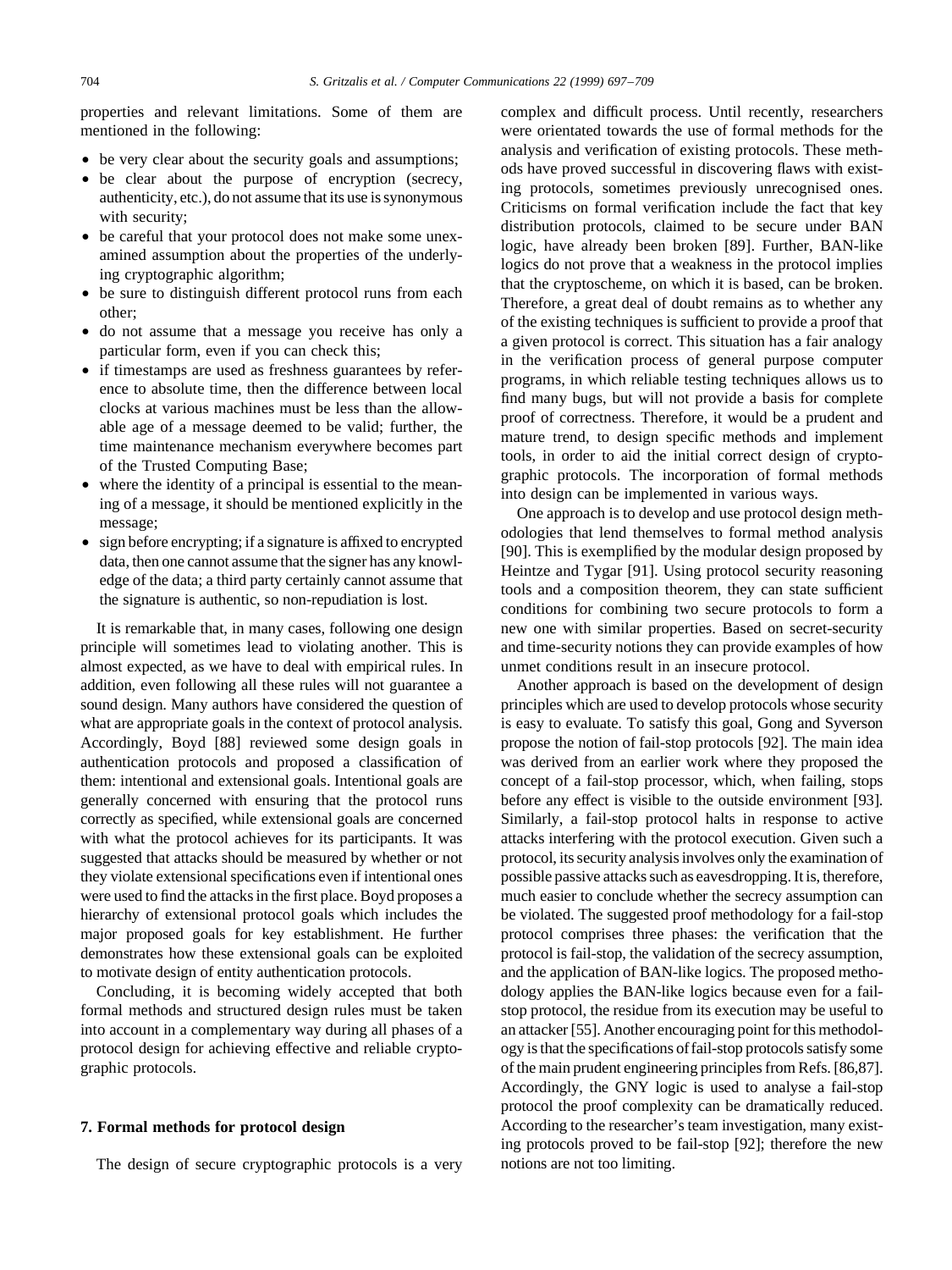properties and relevant limitations. Some of them are mentioned in the following:

- be very clear about the security goals and assumptions;
- be clear about the purpose of encryption (secrecy, authenticity, etc.), do not assume that its use is synonymous with security;
- be careful that your protocol does not make some unexamined assumption about the properties of the underlying cryptographic algorithm;
- be sure to distinguish different protocol runs from each other;
- do not assume that a message you receive has only a particular form, even if you can check this;
- if timestamps are used as freshness guarantees by reference to absolute time, then the difference between local clocks at various machines must be less than the allowable age of a message deemed to be valid; further, the time maintenance mechanism everywhere becomes part of the Trusted Computing Base;
- where the identity of a principal is essential to the meaning of a message, it should be mentioned explicitly in the message;
- sign before encrypting; if a signature is affixed to encrypted data, then one cannot assume that the signer has any knowledge of the data; a third party certainly cannot assume that the signature is authentic, so non-repudiation is lost.

It is remarkable that, in many cases, following one design principle will sometimes lead to violating another. This is almost expected, as we have to deal with empirical rules. In addition, even following all these rules will not guarantee a sound design. Many authors have considered the question of what are appropriate goals in the context of protocol analysis. Accordingly, Boyd [88] reviewed some design goals in authentication protocols and proposed a classification of them: intentional and extensional goals. Intentional goals are generally concerned with ensuring that the protocol runs correctly as specified, while extensional goals are concerned with what the protocol achieves for its participants. It was suggested that attacks should be measured by whether or not they violate extensional specifications even if intentional ones were used to find the attacks in the first place. Boyd proposes a hierarchy of extensional protocol goals which includes the major proposed goals for key establishment. He further demonstrates how these extensional goals can be exploited to motivate design of entity authentication protocols.

Concluding, it is becoming widely accepted that both formal methods and structured design rules must be taken into account in a complementary way during all phases of a protocol design for achieving effective and reliable cryptographic protocols.

## 7. Formal methods for protocol design

The design of secure cryptographic protocols is a very complex and difficult process. Until recently, researchers were orientated towards the use of formal methods for the analysis and verification of existing protocols. These methods have proved successful in discovering flaws with existing protocols, sometimes previously unrecognised ones. Criticisms on formal verification include the fact that key distribution protocols, claimed to be secure under BAN logic, have already been broken [89]. Further, BAN-like logics do not prove that a weakness in the protocol implies that the cryptoscheme, on which it is based, can be broken. Therefore, a great deal of doubt remains as to whether any of the existing techniques is sufficient to provide a proof that a given protocol is correct. This situation has a fair analogy in the verification process of general purpose computer programs, in which reliable testing techniques allows us to find many bugs, but will not provide a basis for complete proof of correctness. Therefore, it would be a prudent and mature trend, to design specific methods and implement tools, in order to aid the initial correct design of cryptographic protocols. The incorporation of formal methods into design can be implemented in various ways.

One approach is to develop and use protocol design methodologies that lend themselves to formal method analysis [90]. This is exemplified by the modular design proposed by Heintze and Tygar [91]. Using protocol security reasoning tools and a composition theorem, they can state sufficient conditions for combining two secure protocols to form a new one with similar properties. Based on secret-security and time-security notions they can provide examples of how unmet conditions result in an insecure protocol.

Another approach is based on the development of design principles which are used to develop protocols whose security is easy to evaluate. To satisfy this goal, Gong and Syverson propose the notion of fail-stop protocols [92]. The main idea was derived from an earlier work where they proposed the concept of a fail-stop processor, which, when failing, stops before any effect is visible to the outside environment [93]. Similarly, a fail-stop protocol halts in response to active attacks interfering with the protocol execution. Given such a protocol, its security analysis involves only the examination of possible passive attacks such as eavesdropping. It is, therefore, much easier to conclude whether the secrecy assumption can be violated. The suggested proof methodology for a fail-stop protocol comprises three phases: the verification that the protocol is fail-stop, the validation of the secrecy assumption, and the application of BAN-like logics. The proposed methodology applies the BAN-like logics because even for a fail-stop protocol, the residue from its execution may be useful to an attacker [55]. Another encouraging point for this methodology is that the specifications of fail-stop protocols satisfy some of the main prudent engineering principles from Refs. [86,87]. Accordingly, the GNY logic is used to analyse a fail-stop protocol the proof complexity can be dramatically reduced. According to the researcher's team investigation, many existing protocols proved to be fail-stop [92]; therefore the new notions are not too limiting.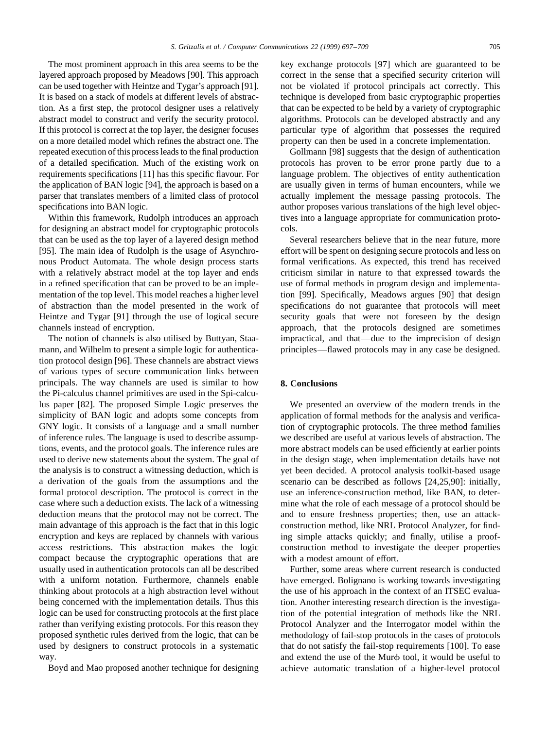The most prominent approach in this area seems to be the layered approach proposed by Meadows [90]. This approach can be used together with Heintze and Tygar's approach [91]. It is based on a stack of models at different levels of abstraction. As a first step, the protocol designer uses a relatively abstract model to construct and verify the security protocol. If this protocol is correct at the top layer, the designer focuses on a more detailed model which refines the abstract one. The repeated execution of this process leads to the final production of a detailed specification. Much of the existing work on requirements specifications [11] has this specific flavour. For the application of BAN logic [94], the approach is based on a parser that translates members of a limited class of protocol specifications into BAN logic.

Within this framework, Rudolph introduces an approach for designing an abstract model for cryptographic protocols that can be used as the top layer of a layered design method [95]. The main idea of Rudolph is the usage of Asynchronous Product Automata. The whole design process starts with a relatively abstract model at the top layer and ends in a refined specification that can be proved to be an implementation of the top level. This model reaches a higher level of abstraction than the model presented in the work of Heintze and Tygar [91] through the use of logical secure channels instead of encryption.

The notion of channels is also utilised by Buttyan, Staamann, and Wilhelm to present a simple logic for authentication protocol design [96]. These channels are abstract views of various types of secure communication links between principals. The way channels are used is similar to how the Pi-calculus channel primitives are used in the Spi-calculus paper [82]. The proposed Simple Logic preserves the simplicity of BAN logic and adopts some concepts from GNY logic. It consists of a language and a small number of inference rules. The language is used to describe assumptions, events, and the protocol goals. The inference rules are used to derive new statements about the system. The goal of the analysis is to construct a witnessing deduction, which is a derivation of the goals from the assumptions and the formal protocol description. The protocol is correct in the case where such a deduction exists. The lack of a witnessing deduction means that the protocol may not be correct. The main advantage of this approach is the fact that in this logic encryption and keys are replaced by channels with various access restrictions. This abstraction makes the logic compact because the cryptographic operations that are usually used in authentication protocols can all be described with a uniform notation. Furthermore, channels enable thinking about protocols at a high abstraction level without being concerned with the implementation details. Thus this logic can be used for constructing protocols at the first place rather than verifying existing protocols. For this reason they proposed synthetic rules derived from the logic, that can be used by designers to construct protocols in a systematic way.

Boyd and Mao proposed another technique for designing key exchange protocols [97] which are guaranteed to be correct in the sense that a specified security criterion will not be violated if protocol principals act correctly. This technique is developed from basic cryptographic properties that can be expected to be held by a variety of cryptographic algorithms. Protocols can be developed abstractly and any particular type of algorithm that possesses the required property can then be used in a concrete implementation.

Gollmann [98] suggests that the design of authentication protocols has proven to be error prone partly due to a language problem. The objectives of entity authentication are usually given in terms of human encounters, while we actually implement the message passing protocols. The author proposes various translations of the high level objectives into a language appropriate for communication protocols.

Several researchers believe that in the near future, more effort will be spent on designing secure protocols and less on formal verifications. As expected, this trend has received criticism similar in nature to that expressed towards the use of formal methods in program design and implementation [99]. Specifically, Meadows argues [90] that design specifications do not guarantee that protocols will meet security goals that were not foreseen by the design approach, that the protocols designed are sometimes impractical, and that—due to the imprecision of design principles—flawed protocols may in any case be designed.

## 8. Conclusions

We presented an overview of the modern trends in the application of formal methods for the analysis and verification of cryptographic protocols. The three method families we described are useful at various levels of abstraction. The more abstract models can be used efficiently at earlier points in the design stage, when implementation details have not yet been decided. A protocol analysis toolkit-based usage scenario can be described as follows [24,25,90]: initially, use an inference-construction method, like BAN, to determine what the role of each message of a protocol should be and to ensure freshness properties; then, use an attack-construction method, like NRL Protocol Analyzer, for finding simple attacks quickly; and finally, utilise a proof-construction method to investigate the deeper properties with a modest amount of effort.

Further, some areas where current research is conducted have emerged. Bolignano is working towards investigating the use of his approach in the context of an ITSEC evaluation. Another interesting research direction is the investigation of the potential integration of methods like the NRL Protocol Analyzer and the Interrogator model within the methodology of fail-stop protocols in the cases of protocols that do not satisfy the fail-stop requirements [100]. To ease and extend the use of the Murφ tool, it would be useful to achieve automatic translation of a higher-level protocol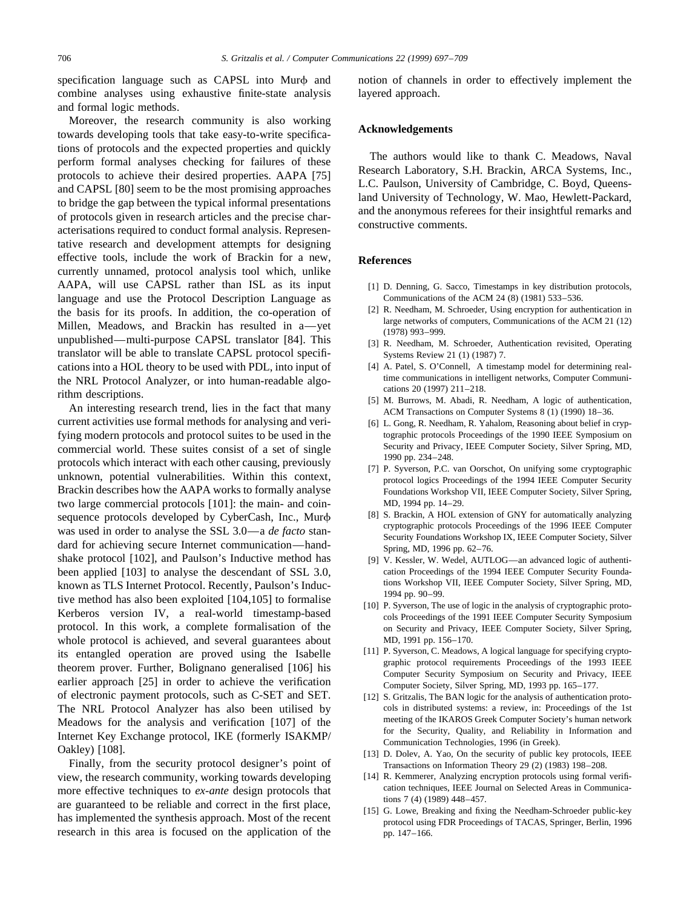specification language such as CAPSL into Murϕ and combine analyses using exhaustive finite-state analysis and formal logic methods.

Moreover, the research community is also working towards developing tools that take easy-to-write specifications of protocols and the expected properties and quickly perform formal analyses checking for failures of these protocols to achieve their desired properties. AAPA [75] and CAPSL [80] seem to be the most promising approaches to bridge the gap between the typical informal presentations of protocols given in research articles and the precise characterisations required to conduct formal analysis. Representative research and development attempts for designing effective tools, include the work of Brackin for a new, currently unnamed, protocol analysis tool which, unlike AAPA, will use CAPSL rather than ISL as its input language and use the Protocol Description Language as the basis for its proofs. In addition, the co-operation of Millen, Meadows, and Brackin has resulted in a—yet unpublished—multi-purpose CAPSL translator [84]. This translator will be able to translate CAPSL protocol specifications into a HOL theory to be used with PDL, into input of the NRL Protocol Analyzer, or into human-readable algorithm descriptions.

An interesting research trend, lies in the fact that many current activities use formal methods for analysing and verifying modern protocols and protocol suites to be used in the commercial world. These suites consist of a set of single protocols which interact with each other causing, previously unknown, potential vulnerabilities. Within this context, Brackin describes how the AAPA works to formally analyse two large commercial protocols [101]: the main- and coin-sequence protocols developed by CyberCash, Inc., Murϕ was used in order to analyse the SSL 3.0—a *de facto* standard for achieving secure Internet communication—handshake protocol [102], and Paulson's Inductive method has been applied [103] to analyse the descendant of SSL 3.0, known as TLS Internet Protocol. Recently, Paulson's Inductive method has also been exploited [104,105] to formalise Kerberos version IV, a real-world timestamp-based protocol. In this work, a complete formalisation of the whole protocol is achieved, and several guarantees about its entangled operation are proved using the Isabelle theorem prover. Further, Bolignano generalised [106] his earlier approach [25] in order to achieve the verification of electronic payment protocols, such as C-SET and SET. The NRL Protocol Analyzer has also been utilised by Meadows for the analysis and verification [107] of the Internet Key Exchange protocol, IKE (formerly ISAKMP/Oakley) [108].

Finally, from the security protocol designer's point of view, the research community, working towards developing more effective techniques to *ex-ante* design protocols that are guaranteed to be reliable and correct in the first place, has implemented the synthesis approach. Most of the recent research in this area is focused on the application of the notion of channels in order to effectively implement the layered approach.

## Acknowledgements

The authors would like to thank C. Meadows, Naval Research Laboratory, S.H. Brackin, ARCA Systems, Inc., L.C. Paulson, University of Cambridge, C. Boyd, Queensland University of Technology, W. Mao, Hewlett-Packard, and the anonymous referees for their insightful remarks and constructive comments.

## References

[1] D. Denning, G. Sacco, Timestamps in key distribution protocols, Communications of the ACM 24 (8) (1981) 533–536.

[2] R. Needham, M. Schroeder, Using encryption for authentication in large networks of computers, Communications of the ACM 21 (12) (1978) 993–999.

[3] R. Needham, M. Schroeder, Authentication revisited, Operating Systems Review 21 (1) (1987) 7.

[4] A. Patel, S. O'Connell, A timestamp model for determining real-time communications in intelligent networks, Computer Communications 20 (1997) 211–218.

[5] M. Burrows, M. Abadi, R. Needham, A logic of authentication, ACM Transactions on Computer Systems 8 (1) (1990) 18–36.

[6] L. Gong, R. Needham, R. Yahalom, Reasoning about belief in cryptographic protocols Proceedings of the 1990 IEEE Symposium on Security and Privacy, IEEE Computer Society, Silver Spring, MD, 1990 pp. 234–248.

[7] P. Syverson, P.C. van Oorschot, On unifying some cryptographic protocol logics Proceedings of the 1994 IEEE Computer Security Foundations Workshop VII, IEEE Computer Society, Silver Spring, MD, 1994 pp. 14–29.

[8] S. Brackin, A HOL extension of GNY for automatically analyzing cryptographic protocols Proceedings of the 1996 IEEE Computer Security Foundations Workshop IX, IEEE Computer Society, Silver Spring, MD, 1996 pp. 62–76.

[9] V. Kessler, W. Wedel, AUTLOG—an advanced logic of authentication Proceedings of the 1994 IEEE Computer Security Foundations Workshop VII, IEEE Computer Society, Silver Spring, MD, 1994 pp. 90–99.

[10] P. Syverson, The use of logic in the analysis of cryptographic protocols Proceedings of the 1991 IEEE Computer Security Symposium on Security and Privacy, IEEE Computer Society, Silver Spring, MD, 1991 pp. 156–170.

[11] P. Syverson, C. Meadows, A logical language for specifying cryptographic protocol requirements Proceedings of the 1993 IEEE Computer Security Symposium on Security and Privacy, IEEE Computer Society, Silver Spring, MD, 1993 pp. 165–177.

[12] S. Gritzalis, The BAN logic for the analysis of authentication protocols in distributed systems: a review, in: Proceedings of the 1st meeting of the IKAROS Greek Computer Society's human network for the Security, Quality, and Reliability in Information and Communication Technologies, 1996 (in Greek).

[13] D. Dolev, A. Yao, On the security of public key protocols, IEEE Transactions on Information Theory 29 (2) (1983) 198–208.

[14] R. Kemmerer, Analyzing encryption protocols using formal verification techniques, IEEE Journal on Selected Areas in Communications 7 (4) (1989) 448–457.

[15] G. Lowe, Breaking and fixing the Needham-Schroeder public-key protocol using FDR Proceedings of TACAS, Springer, Berlin, 1996 pp. 147–166.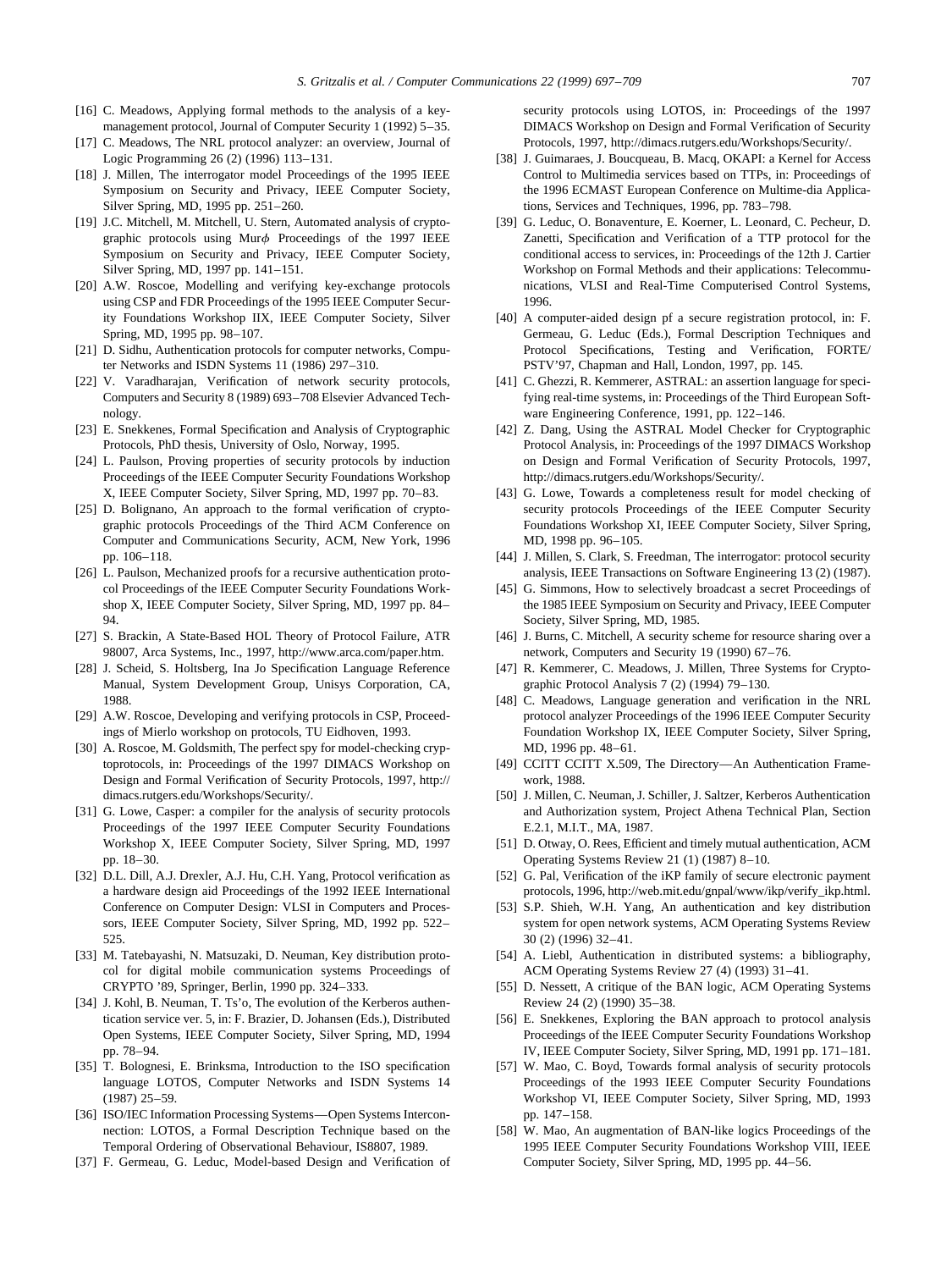[16] C. Meadows, Applying formal methods to the analysis of a key-management protocol, Journal of Computer Security 1 (1992) 5–35.

[17] C. Meadows, The NRL protocol analyzer: an overview, Journal of Logic Programming 26 (2) (1996) 113–131.

[18] J. Millen, The interrogator model Proceedings of the 1995 IEEE Symposium on Security and Privacy, IEEE Computer Society, Silver Spring, MD, 1995 pp. 251–260.

[19] J.C. Mitchell, M. Mitchell, U. Stern, Automated analysis of cryptographic protocols using Mur$\phi$ Proceedings of the 1997 IEEE Symposium on Security and Privacy, IEEE Computer Society, Silver Spring, MD, 1997 pp. 141–151.

[20] A.W. Roscoe, Modelling and verifying key-exchange protocols using CSP and FDR Proceedings of the 1995 IEEE Computer Security Foundations Workshop IIX, IEEE Computer Society, Silver Spring, MD, 1995 pp. 98–107.

[21] D. Sidhu, Authentication protocols for computer networks, Computer Networks and ISDN Systems 11 (1986) 297–310.

[22] V. Varadharajan, Verification of network security protocols, Computers and Security 8 (1989) 693–708 Elsevier Advanced Technology.

[23] E. Snekkenes, Formal Specification and Analysis of Cryptographic Protocols, PhD thesis, University of Oslo, Norway, 1995.

[24] L. Paulson, Proving properties of security protocols by induction Proceedings of the IEEE Computer Security Foundations Workshop X, IEEE Computer Society, Silver Spring, MD, 1997 pp. 70–83.

[25] D. Bolignano, An approach to the formal verification of cryptographic protocols Proceedings of the Third ACM Conference on Computer and Communications Security, ACM, New York, 1996 pp. 106–118.

[26] L. Paulson, Mechanized proofs for a recursive authentication protocol Proceedings of the IEEE Computer Security Foundations Workshop X, IEEE Computer Society, Silver Spring, MD, 1997 pp. 84–94.

[27] S. Brackin, A State-Based HOL Theory of Protocol Failure, ATR 98007, Arca Systems, Inc., 1997, http://www.arca.com/paper.htm.

[28] J. Scheid, S. Holtsberg, Ina Jo Specification Language Reference Manual, System Development Group, Unisys Corporation, CA, 1988.

[29] A.W. Roscoe, Developing and verifying protocols in CSP, Proceedings of Mierlo workshop on protocols, TU Eidhoven, 1993.

[30] A. Roscoe, M. Goldsmith, The perfect spy for model-checking cryptoprotocols, in: Proceedings of the 1997 DIMACS Workshop on Design and Formal Verification of Security Protocols, 1997, http://dimacs.rutgers.edu/Workshops/Security/.

[31] G. Lowe, Casper: a compiler for the analysis of security protocols Proceedings of the 1997 IEEE Computer Security Foundations Workshop X, IEEE Computer Society, Silver Spring, MD, 1997 pp. 18–30.

[32] D.L. Dill, A.J. Drexler, A.J. Hu, C.H. Yang, Protocol verification as a hardware design aid Proceedings of the 1992 IEEE International Conference on Computer Design: VLSI in Computers and Processors, IEEE Computer Society, Silver Spring, MD, 1992 pp. 522–525.

[33] M. Tatebayashi, N. Matsuzaki, D. Neuman, Key distribution protocol for digital mobile communication systems Proceedings of CRYPTO '89, Springer, Berlin, 1990 pp. 324–333.

[34] J. Kohl, B. Neuman, T. Ts'o, The evolution of the Kerberos authentication service ver. 5, in: F. Brazier, D. Johansen (Eds.), Distributed Open Systems, IEEE Computer Society, Silver Spring, MD, 1994 pp. 78–94.

[35] T. Bolognesi, E. Brinksma, Introduction to the ISO specification language LOTOS, Computer Networks and ISDN Systems 14 (1987) 25–59.

[36] ISO/IEC Information Processing Systems—Open Systems Interconnection: LOTOS, a Formal Description Technique based on the Temporal Ordering of Observational Behaviour, IS8807, 1989.

[37] F. Germeau, G. Leduc, Model-based Design and Verification of security protocols using LOTOS, in: Proceedings of the 1997 DIMACS Workshop on Design and Formal Verification of Security Protocols, 1997, http://dimacs.rutgers.edu/Workshops/Security/.

[38] J. Guimaraes, J. Boucqueau, B. Macq, OKAPI: a Kernel for Access Control to Multimedia services based on TTPs, in: Proceedings of the 1996 ECMAST European Conference on Multime-dia Applications, Services and Techniques, 1996, pp. 783–798.

[39] G. Leduc, O. Bonaventure, E. Koerner, L. Leonard, C. Pecheur, D. Zanetti, Specification and Verification of a TTP protocol for the conditional access to services, in: Proceedings of the 12th J. Cartier Workshop on Formal Methods and their applications: Telecommunications, VLSI and Real-Time Computerised Control Systems, 1996.

[40] A computer-aided design pf a secure registration protocol, in: F. Germeau, G. Leduc (Eds.), Formal Description Techniques and Protocol Specifications, Testing and Verification, FORTE/PSTV'97, Chapman and Hall, London, 1997, pp. 145.

[41] C. Ghezzi, R. Kemmerer, ASTRAL: an assertion language for specifying real-time systems, in: Proceedings of the Third European Software Engineering Conference, 1991, pp. 122–146.

[42] Z. Dang, Using the ASTRAL Model Checker for Cryptographic Protocol Analysis, in: Proceedings of the 1997 DIMACS Workshop on Design and Formal Verification of Security Protocols, 1997, http://dimacs.rutgers.edu/Workshops/Security/.

[43] G. Lowe, Towards a completeness result for model checking of security protocols Proceedings of the IEEE Computer Security Foundations Workshop XI, IEEE Computer Society, Silver Spring, MD, 1998 pp. 96–105.

[44] J. Millen, S. Clark, S. Freedman, The interrogator: protocol security analysis, IEEE Transactions on Software Engineering 13 (2) (1987).

[45] G. Simmons, How to selectively broadcast a secret Proceedings of the 1985 IEEE Symposium on Security and Privacy, IEEE Computer Society, Silver Spring, MD, 1985.

[46] J. Burns, C. Mitchell, A security scheme for resource sharing over a network, Computers and Security 19 (1990) 67–76.

[47] R. Kemmerer, C. Meadows, J. Millen, Three Systems for Cryptographic Protocol Analysis 7 (2) (1994) 79–130.

[48] C. Meadows, Language generation and verification in the NRL protocol analyzer Proceedings of the 1996 IEEE Computer Security Foundation Workshop IX, IEEE Computer Society, Silver Spring, MD, 1996 pp. 48–61.

[49] CCITT CCITT X.509, The Directory—An Authentication Framework, 1988.

[50] J. Millen, C. Neuman, J. Schiller, J. Saltzer, Kerberos Authentication and Authorization system, Project Athena Technical Plan, Section E.2.1, M.I.T., MA, 1987.

[51] D. Otway, O. Rees, Efficient and timely mutual authentication, ACM Operating Systems Review 21 (1) (1987) 8–10.

[52] G. Pal, Verification of the iKP family of secure electronic payment protocols, 1996, http://web.mit.edu/gnpal/www/ikp/verify_ikp.html.

[53] S.P. Shieh, W.H. Yang, An authentication and key distribution system for open network systems, ACM Operating Systems Review 30 (2) (1996) 32–41.

[54] A. Liebl, Authentication in distributed systems: a bibliography, ACM Operating Systems Review 27 (4) (1993) 31–41.

[55] D. Nessett, A critique of the BAN logic, ACM Operating Systems Review 24 (2) (1990) 35–38.

[56] E. Snekkenes, Exploring the BAN approach to protocol analysis Proceedings of the IEEE Computer Security Foundations Workshop IV, IEEE Computer Society, Silver Spring, MD, 1991 pp. 171–181.

[57] W. Mao, C. Boyd, Towards formal analysis of security protocols Proceedings of the 1993 IEEE Computer Security Foundations Workshop VI, IEEE Computer Society, Silver Spring, MD, 1993 pp. 147–158.

[58] W. Mao, An augmentation of BAN-like logics Proceedings of the 1995 IEEE Computer Security Foundations Workshop VIII, IEEE Computer Society, Silver Spring, MD, 1995 pp. 44–56.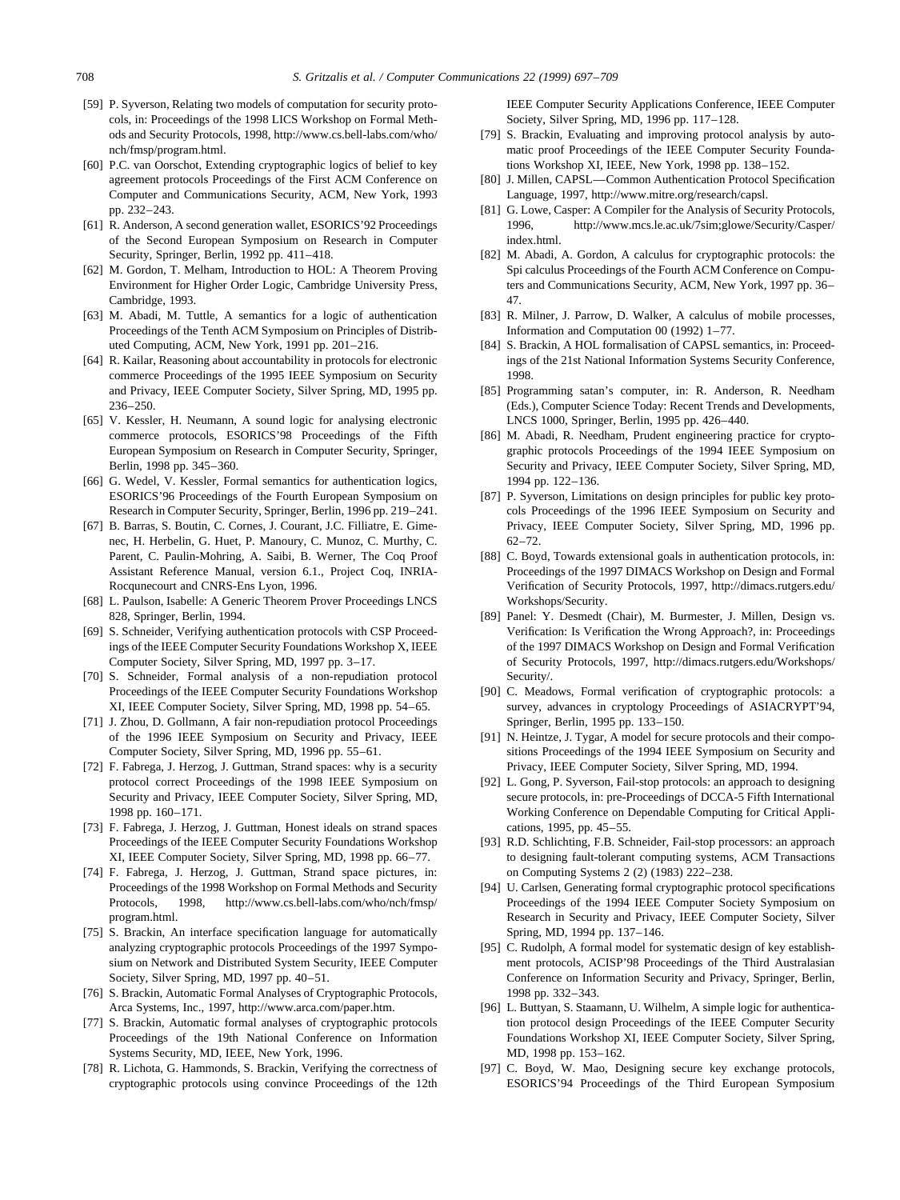[59] P. Syverson, Relating two models of computation for security protocols, in: Proceedings of the 1998 LICS Workshop on Formal Methods and Security Protocols, 1998, http://www.cs.bell-labs.com/who/nch/fmsp/program.html.

[60] P.C. van Oorschot, Extending cryptographic logics of belief to key agreement protocols Proceedings of the First ACM Conference on Computer and Communications Security, ACM, New York, 1993 pp. 232–243.

[61] R. Anderson, A second generation wallet, ESORICS'92 Proceedings of the Second European Symposium on Research in Computer Security, Springer, Berlin, 1992 pp. 411–418.

[62] M. Gordon, T. Melham, Introduction to HOL: A Theorem Proving Environment for Higher Order Logic, Cambridge University Press, Cambridge, 1993.

[63] M. Abadi, M. Tuttle, A semantics for a logic of authentication Proceedings of the Tenth ACM Symposium on Principles of Distributed Computing, ACM, New York, 1991 pp. 201–216.

[64] R. Kailar, Reasoning about accountability in protocols for electronic commerce Proceedings of the 1995 IEEE Symposium on Security and Privacy, IEEE Computer Society, Silver Spring, MD, 1995 pp. 236–250.

[65] V. Kessler, H. Neumann, A sound logic for analysing electronic commerce protocols, ESORICS'98 Proceedings of the Fifth European Symposium on Research in Computer Security, Springer, Berlin, 1998 pp. 345–360.

[66] G. Wedel, V. Kessler, Formal semantics for authentication logics, ESORICS'96 Proceedings of the Fourth European Symposium on Research in Computer Security, Springer, Berlin, 1996 pp. 219–241.

[67] B. Barras, S. Boutin, C. Cornes, J. Courant, J.C. Filliatre, E. Gimenec, H. Herbelin, G. Huet, P. Manoury, C. Munoz, C. Murthy, C. Parent, C. Paulin-Mohring, A. Saibi, B. Werner, The Coq Proof Assistant Reference Manual, version 6.1., Project Coq, INRIA-Rocqunecourt and CNRS-Ens Lyon, 1996.

[68] L. Paulson, Isabelle: A Generic Theorem Prover Proceedings LNCS 828, Springer, Berlin, 1994.

[69] S. Schneider, Verifying authentication protocols with CSP Proceedings of the IEEE Computer Security Foundations Workshop X, IEEE Computer Society, Silver Spring, MD, 1997 pp. 3–17.

[70] S. Schneider, Formal analysis of a non-repudiation protocol Proceedings of the IEEE Computer Security Foundations Workshop XI, IEEE Computer Society, Silver Spring, MD, 1998 pp. 54–65.

[71] J. Zhou, D. Gollmann, A fair non-repudiation protocol Proceedings of the 1996 IEEE Symposium on Security and Privacy, IEEE Computer Society, Silver Spring, MD, 1996 pp. 55–61.

[72] F. Fabrega, J. Herzog, J. Guttman, Strand spaces: why is a security protocol correct Proceedings of the 1998 IEEE Symposium on Security and Privacy, IEEE Computer Society, Silver Spring, MD, 1998 pp. 160–171.

[73] F. Fabrega, J. Herzog, J. Guttman, Honest ideals on strand spaces Proceedings of the IEEE Computer Security Foundations Workshop XI, IEEE Computer Society, Silver Spring, MD, 1998 pp. 66–77.

[74] F. Fabrega, J. Herzog, J. Guttman, Strand space pictures, in: Proceedings of the 1998 Workshop on Formal Methods and Security Protocols, 1998, http://www.cs.bell-labs.com/who/nch/fmsp/program.html.

[75] S. Brackin, An interface specification language for automatically analyzing cryptographic protocols Proceedings of the 1997 Symposium on Network and Distributed System Security, IEEE Computer Society, Silver Spring, MD, 1997 pp. 40–51.

[76] S. Brackin, Automatic Formal Analyses of Cryptographic Protocols, Arca Systems, Inc., 1997, http://www.arca.com/paper.htm.

[77] S. Brackin, Automatic formal analyses of cryptographic protocols Proceedings of the 19th National Conference on Information Systems Security, MD, IEEE, New York, 1996.

[78] R. Lichota, G. Hammonds, S. Brackin, Verifying the correctness of cryptographic protocols using convince Proceedings of the 12th IEEE Computer Security Applications Conference, IEEE Computer Society, Silver Spring, MD, 1996 pp. 117–128.

[79] S. Brackin, Evaluating and improving protocol analysis by automatic proof Proceedings of the IEEE Computer Security Foundations Workshop XI, IEEE, New York, 1998 pp. 138–152.

[80] J. Millen, CAPSL—Common Authentication Protocol Specification Language, 1997, http://www.mitre.org/research/capsl.

[81] G. Lowe, Casper: A Compiler for the Analysis of Security Protocols, 1996, http://www.mcs.le.ac.uk/7sim;glowe/Security/Casper/index.html.

[82] M. Abadi, A. Gordon, A calculus for cryptographic protocols: the Spi calculus Proceedings of the Fourth ACM Conference on Computers and Communications Security, ACM, New York, 1997 pp. 36–47.

[83] R. Milner, J. Parrow, D. Walker, A calculus of mobile processes, Information and Computation 00 (1992) 1–77.

[84] S. Brackin, A HOL formalisation of CAPSL semantics, in: Proceedings of the 21st National Information Systems Security Conference, 1998.

[85] Programming satan's computer, in: R. Anderson, R. Needham (Eds.), Computer Science Today: Recent Trends and Developments, LNCS 1000, Springer, Berlin, 1995 pp. 426–440.

[86] M. Abadi, R. Needham, Prudent engineering practice for cryptographic protocols Proceedings of the 1994 IEEE Symposium on Security and Privacy, IEEE Computer Society, Silver Spring, MD, 1994 pp. 122–136.

[87] P. Syverson, Limitations on design principles for public key protocols Proceedings of the 1996 IEEE Symposium on Security and Privacy, IEEE Computer Society, Silver Spring, MD, 1996 pp. 62–72.

[88] C. Boyd, Towards extensional goals in authentication protocols, in: Proceedings of the 1997 DIMACS Workshop on Design and Formal Verification of Security Protocols, 1997, http://dimacs.rutgers.edu/Workshops/Security.

[89] Panel: Y. Desmedt (Chair), M. Burmester, J. Millen, Design vs. Verification: Is Verification the Wrong Approach?, in: Proceedings of the 1997 DIMACS Workshop on Design and Formal Verification of Security Protocols, 1997, http://dimacs.rutgers.edu/Workshops/Security/.

[90] C. Meadows, Formal verification of cryptographic protocols: a survey, advances in cryptology Proceedings of ASIACRYPT'94, Springer, Berlin, 1995 pp. 133–150.

[91] N. Heintze, J. Tygar, A model for secure protocols and their compositions Proceedings of the 1994 IEEE Symposium on Security and Privacy, IEEE Computer Society, Silver Spring, MD, 1994.

[92] L. Gong, P. Syverson, Fail-stop protocols: an approach to designing secure protocols, in: pre-Proceedings of DCCA-5 Fifth International Working Conference on Dependable Computing for Critical Applications, 1995, pp. 45–55.

[93] R.D. Schlichting, F.B. Schneider, Fail-stop processors: an approach to designing fault-tolerant computing systems, ACM Transactions on Computing Systems 2 (2) (1983) 222–238.

[94] U. Carlsen, Generating formal cryptographic protocol specifications Proceedings of the 1994 IEEE Computer Society Symposium on Research in Security and Privacy, IEEE Computer Society, Silver Spring, MD, 1994 pp. 137–146.

[95] C. Rudolph, A formal model for systematic design of key establishment protocols, ACISP'98 Proceedings of the Third Australasian Conference on Information Security and Privacy, Springer, Berlin, 1998 pp. 332–343.

[96] L. Buttyan, S. Staamann, U. Wilhelm, A simple logic for authentication protocol design Proceedings of the IEEE Computer Security Foundations Workshop XI, IEEE Computer Society, Silver Spring, MD, 1998 pp. 153–162.

[97] C. Boyd, W. Mao, Designing secure key exchange protocols, ESORICS'94 Proceedings of the Third European Symposium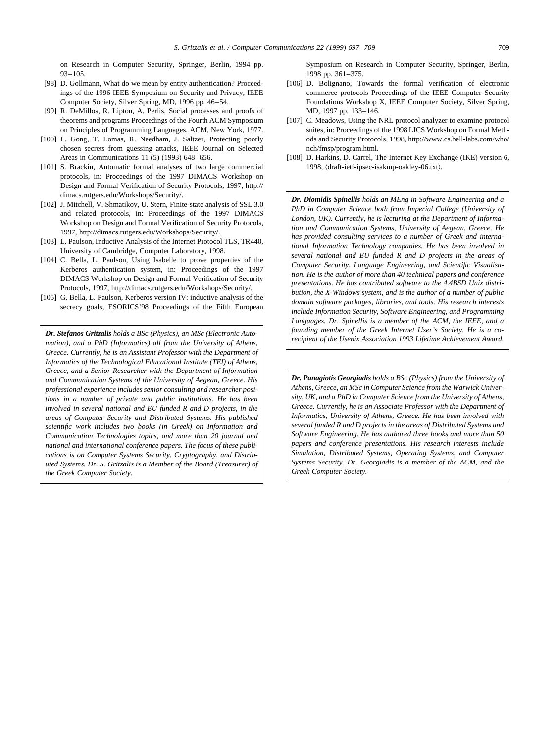on Research in Computer Security, Springer, Berlin, 1994 pp. 93–105.

[98] D. Gollmann, What do we mean by entity authentication? Proceedings of the 1996 IEEE Symposium on Security and Privacy, IEEE Computer Society, Silver Spring, MD, 1996 pp. 46–54.

[99] R. DeMillos, R. Lipton, A. Perlis, Social processes and proofs of theorems and programs Proceedings of the Fourth ACM Symposium on Principles of Programming Languages, ACM, New York, 1977.

[100] L. Gong, T. Lomas, R. Needham, J. Saltzer, Protecting poorly chosen secrets from guessing attacks, IEEE Journal on Selected Areas in Communications 11 (5) (1993) 648–656.

[101] S. Brackin, Automatic formal analyses of two large commercial protocols, in: Proceedings of the 1997 DIMACS Workshop on Design and Formal Verification of Security Protocols, 1997, http://dimacs.rutgers.edu/Workshops/Security/.

[102] J. Mitchell, V. Shmatikov, U. Stern, Finite-state analysis of SSL 3.0 and related protocols, in: Proceedings of the 1997 DIMACS Workshop on Design and Formal Verification of Security Protocols, 1997, http://dimacs.rutgers.edu/Workshops/Security/.

[103] L. Paulson, Inductive Analysis of the Internet Protocol TLS, TR440, University of Cambridge, Computer Laboratory, 1998.

[104] C. Bella, L. Paulson, Using Isabelle to prove properties of the Kerberos authentication system, in: Proceedings of the 1997 DIMACS Workshop on Design and Formal Verification of Security Protocols, 1997, http://dimacs.rutgers.edu/Workshops/Security/.

[105] G. Bella, L. Paulson, Kerberos version IV: inductive analysis of the secrecy goals, ESORICS'98 Proceedings of the Fifth European Symposium on Research in Computer Security, Springer, Berlin, 1998 pp. 361–375.

[106] D. Bolignano, Towards the formal verification of electronic commerce protocols Proceedings of the IEEE Computer Security Foundations Workshop X, IEEE Computer Society, Silver Spring, MD, 1997 pp. 133–146.

[107] C. Meadows, Using the NRL protocol analyzer to examine protocol suites, in: Proceedings of the 1998 LICS Workshop on Formal Methods and Security Protocols, 1998, http://www.cs.bell-labs.com/who/nch/fmsp/program.html.

[108] D. Harkins, D. Carrel, The Internet Key Exchange (IKE) version 6, 1998, ⟨draft-ietf-ipsec-isakmp-oakley-06.txt⟩.

***Dr. Stefanos Gritzalis*** *holds a BSc (Physics), an MSc (Electronic Automation), and a PhD (Informatics) all from the University of Athens, Greece. Currently, he is an Assistant Professor with the Department of Informatics of the Technological Educational Institute (TEI) of Athens, Greece, and a Senior Researcher with the Department of Information and Communication Systems of the University of Aegean, Greece. His professional experience includes senior consulting and researcher positions in a number of private and public institutions. He has been involved in several national and EU funded R and D projects, in the areas of Computer Security and Distributed Systems. His published scientific work includes two books (in Greek) on Information and Communication Technologies topics, and more than 20 journal and national and international conference papers. The focus of these publications is on Computer Systems Security, Cryptography, and Distributed Systems. Dr. S. Gritzalis is a Member of the Board (Treasurer) of the Greek Computer Society.*

***Dr. Diomidis Spinellis*** *holds an MEng in Software Engineering and a PhD in Computer Science both from Imperial College (University of London, UK). Currently, he is lecturing at the Department of Information and Communication Systems, University of Aegean, Greece. He has provided consulting services to a number of Greek and international Information Technology companies. He has been involved in several national and EU funded R and D projects in the areas of Computer Security, Language Engineering, and Scientific Visualisation. He is the author of more than 40 technical papers and conference presentations. He has contributed software to the 4.4BSD Unix distribution, the X-Windows system, and is the author of a number of public domain software packages, libraries, and tools. His research interests include Information Security, Software Engineering, and Programming Languages. Dr. Spinellis is a member of the ACM, the IEEE, and a founding member of the Greek Internet User's Society. He is a co-recipient of the Usenix Association 1993 Lifetime Achievement Award.*

***Dr. Panagiotis Georgiadis*** *holds a BSc (Physics) from the University of Athens, Greece, an MSc in Computer Science from the Warwick University, UK, and a PhD in Computer Science from the University of Athens, Greece. Currently, he is an Associate Professor with the Department of Informatics, University of Athens, Greece. He has been involved with several funded R and D projects in the areas of Distributed Systems and Software Engineering. He has authored three books and more than 50 papers and conference presentations. His research interests include Simulation, Distributed Systems, Operating Systems, and Computer Systems Security. Dr. Georgiadis is a member of the ACM, and the Greek Computer Society.*